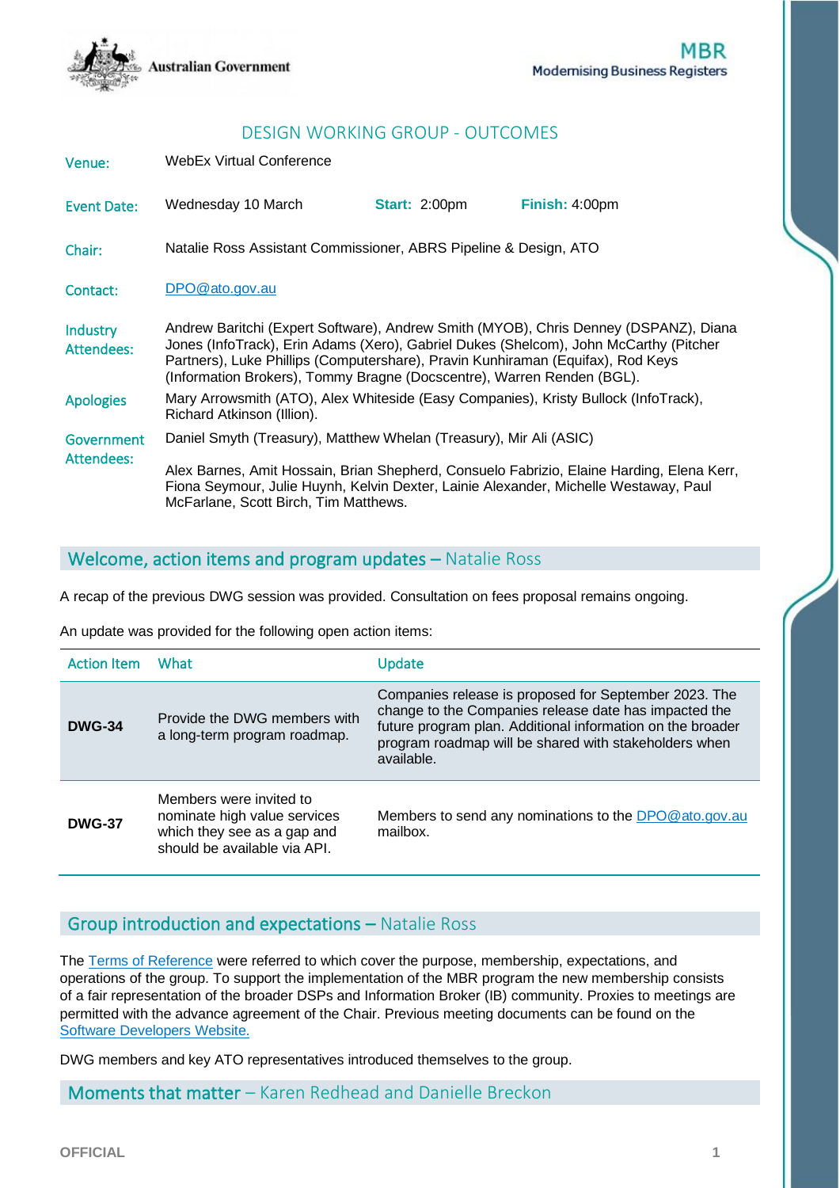Australian Government

MBR
Modernising Business Registers

# DESIGN WORKING GROUP - OUTCOMES

| | |
|---|---|
| **Venue:** | WebEx Virtual Conference |
| **Event Date:** | Wednesday 10 March **Start:** 2:00pm **Finish:** 4:00pm |
| **Chair:** | Natalie Ross Assistant Commissioner, ABRS Pipeline & Design, ATO |
| **Contact:** | DPO@ato.gov.au |
| **Industry Attendees:** | Andrew Baritchi (Expert Software), Andrew Smith (MYOB), Chris Denney (DSPANZ), Diana Jones (InfoTrack), Erin Adams (Xero), Gabriel Dukes (Shelcom), John McCarthy (Pitcher Partners), Luke Phillips (Computershare), Pravin Kunhiraman (Equifax), Rod Keys (Information Brokers), Tommy Bragne (Docscentre), Warren Renden (BGL). |
| **Apologies** | Mary Arrowsmith (ATO), Alex Whiteside (Easy Companies), Kristy Bullock (InfoTrack), Richard Atkinson (Illion). |
| **Government Attendees:** | Daniel Smyth (Treasury), Matthew Whelan (Treasury), Mir Ali (ASIC)<br><br>Alex Barnes, Amit Hossain, Brian Shepherd, Consuelo Fabrizio, Elaine Harding, Elena Kerr, Fiona Seymour, Julie Huynh, Kelvin Dexter, Lainie Alexander, Michelle Westaway, Paul McFarlane, Scott Birch, Tim Matthews. |

## Welcome, action items and program updates – Natalie Ross

A recap of the previous DWG session was provided. Consultation on fees proposal remains ongoing.

An update was provided for the following open action items:

| Action Item | What | Update |
|---|---|---|
| **DWG-34** | Provide the DWG members with a long-term program roadmap. | Companies release is proposed for September 2023. The change to the Companies release date has impacted the future program plan. Additional information on the broader program roadmap will be shared with stakeholders when available. |
| **DWG-37** | Members were invited to nominate high value services which they see as a gap and should be available via API. | Members to send any nominations to the DPO@ato.gov.au mailbox. |

## Group introduction and expectations – Natalie Ross

The Terms of Reference were referred to which cover the purpose, membership, expectations, and operations of the group. To support the implementation of the MBR program the new membership consists of a fair representation of the broader DSPs and Information Broker (IB) community. Proxies to meetings are permitted with the advance agreement of the Chair. Previous meeting documents can be found on the Software Developers Website.

DWG members and key ATO representatives introduced themselves to the group.

## Moments that matter – Karen Redhead and Danielle Breckon

OFFICIAL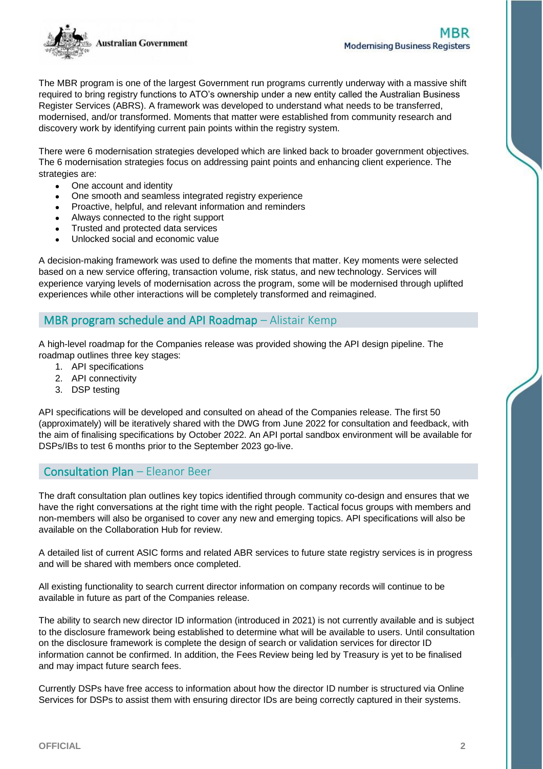The MBR program is one of the largest Government run programs currently underway with a massive shift required to bring registry functions to ATO's ownership under a new entity called the Australian Business Register Services (ABRS). A framework was developed to understand what needs to be transferred, modernised, and/or transformed. Moments that matter were established from community research and discovery work by identifying current pain points within the registry system.

There were 6 modernisation strategies developed which are linked back to broader government objectives. The 6 modernisation strategies focus on addressing paint points and enhancing client experience. The strategies are:

- One account and identity
- One smooth and seamless integrated registry experience
- Proactive, helpful, and relevant information and reminders
- Always connected to the right support
- Trusted and protected data services
- Unlocked social and economic value

A decision-making framework was used to define the moments that matter. Key moments were selected based on a new service offering, transaction volume, risk status, and new technology. Services will experience varying levels of modernisation across the program, some will be modernised through uplifted experiences while other interactions will be completely transformed and reimagined.

## MBR program schedule and API Roadmap – Alistair Kemp

A high-level roadmap for the Companies release was provided showing the API design pipeline. The roadmap outlines three key stages:

1. API specifications
2. API connectivity
3. DSP testing

API specifications will be developed and consulted on ahead of the Companies release. The first 50 (approximately) will be iteratively shared with the DWG from June 2022 for consultation and feedback, with the aim of finalising specifications by October 2022. An API portal sandbox environment will be available for DSPs/IBs to test 6 months prior to the September 2023 go-live.

## Consultation Plan – Eleanor Beer

The draft consultation plan outlines key topics identified through community co-design and ensures that we have the right conversations at the right time with the right people. Tactical focus groups with members and non-members will also be organised to cover any new and emerging topics. API specifications will also be available on the Collaboration Hub for review.

A detailed list of current ASIC forms and related ABR services to future state registry services is in progress and will be shared with members once completed.

All existing functionality to search current director information on company records will continue to be available in future as part of the Companies release.

The ability to search new director ID information (introduced in 2021) is not currently available and is subject to the disclosure framework being established to determine what will be available to users. Until consultation on the disclosure framework is complete the design of search or validation services for director ID information cannot be confirmed. In addition, the Fees Review being led by Treasury is yet to be finalised and may impact future search fees.

Currently DSPs have free access to information about how the director ID number is structured via Online Services for DSPs to assist them with ensuring director IDs are being correctly captured in their systems.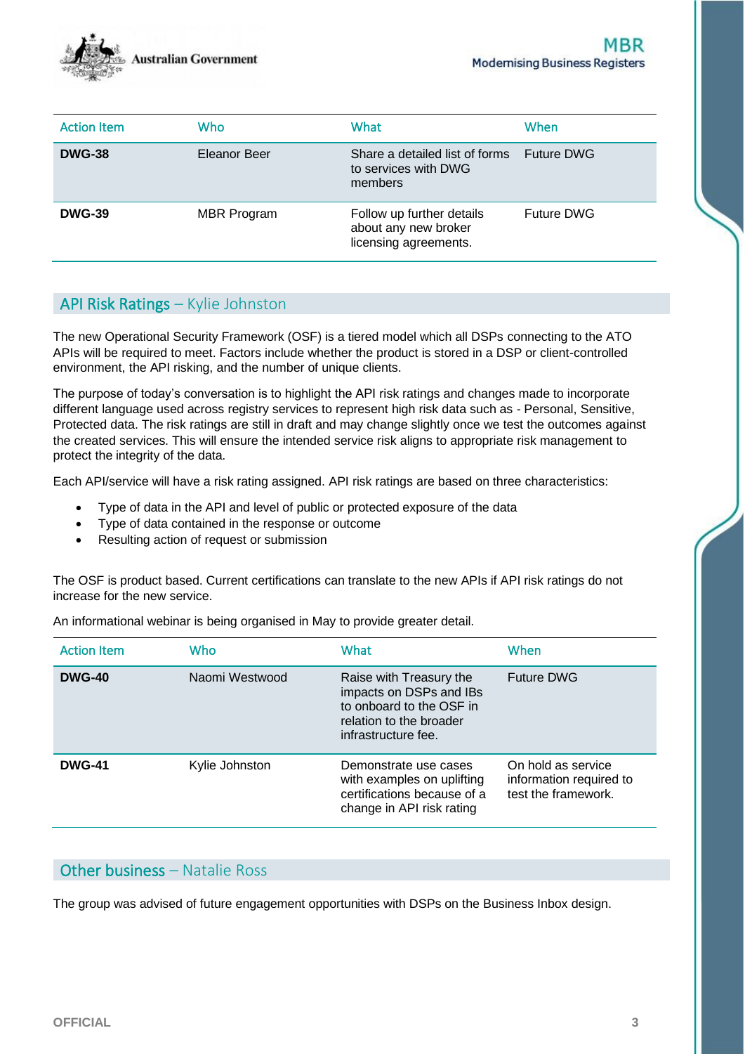| Action Item | Who | What | When |
|---|---|---|---|
| **DWG-38** | Eleanor Beer | Share a detailed list of forms to services with DWG members | Future DWG |
| **DWG-39** | MBR Program | Follow up further details about any new broker licensing agreements. | Future DWG |

## API Risk Ratings – Kylie Johnston

The new Operational Security Framework (OSF) is a tiered model which all DSPs connecting to the ATO APIs will be required to meet. Factors include whether the product is stored in a DSP or client-controlled environment, the API risking, and the number of unique clients.

The purpose of today's conversation is to highlight the API risk ratings and changes made to incorporate different language used across registry services to represent high risk data such as - Personal, Sensitive, Protected data. The risk ratings are still in draft and may change slightly once we test the outcomes against the created services. This will ensure the intended service risk aligns to appropriate risk management to protect the integrity of the data.

Each API/service will have a risk rating assigned. API risk ratings are based on three characteristics:

- Type of data in the API and level of public or protected exposure of the data
- Type of data contained in the response or outcome
- Resulting action of request or submission

The OSF is product based. Current certifications can translate to the new APIs if API risk ratings do not increase for the new service.

An informational webinar is being organised in May to provide greater detail.

| Action Item | Who | What | When |
|---|---|---|---|
| **DWG-40** | Naomi Westwood | Raise with Treasury the impacts on DSPs and IBs to onboard to the OSF in relation to the broader infrastructure fee. | Future DWG |
| **DWG-41** | Kylie Johnston | Demonstrate use cases with examples on uplifting certifications because of a change in API risk rating | On hold as service information required to test the framework. |

## Other business – Natalie Ross

The group was advised of future engagement opportunities with DSPs on the Business Inbox design.